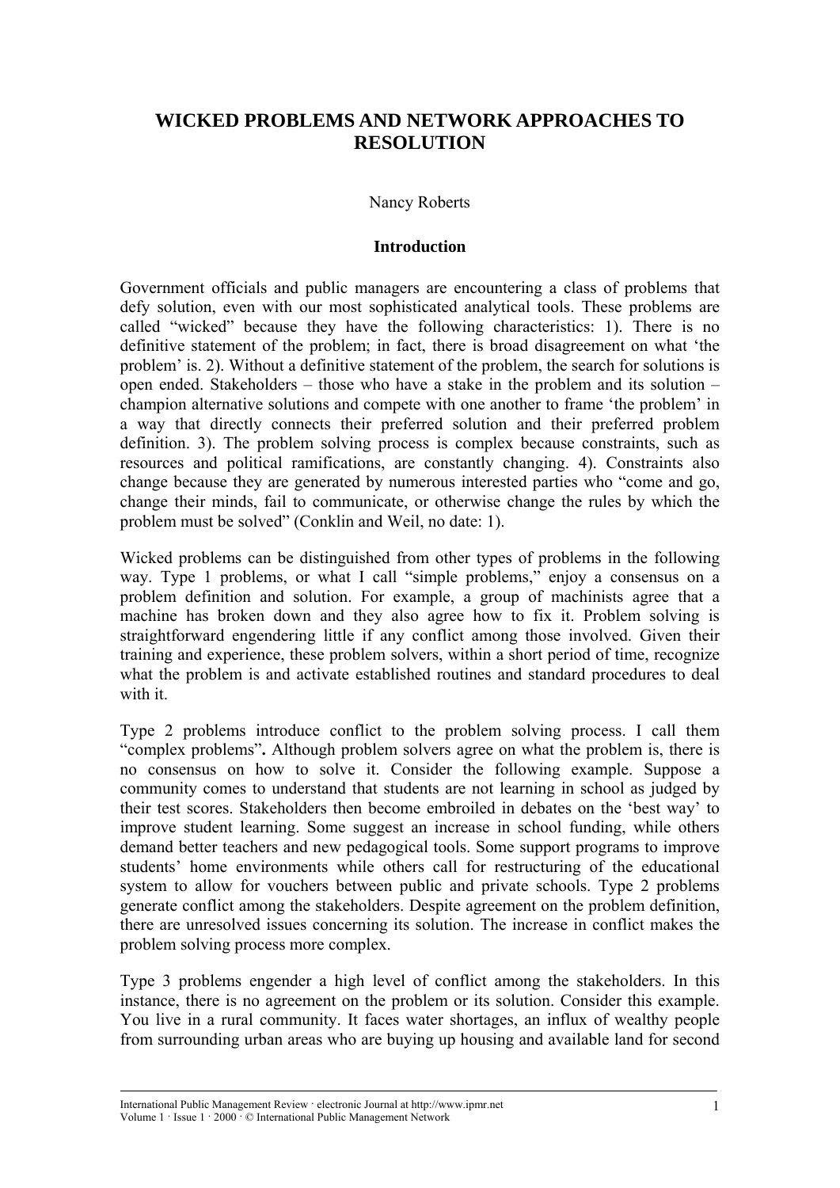# WICKED PROBLEMS AND NETWORK APPROACHES TO RESOLUTION

Nancy Roberts

## Introduction

Government officials and public managers are encountering a class of problems that defy solution, even with our most sophisticated analytical tools. These problems are called "wicked" because they have the following characteristics: 1). There is no definitive statement of the problem; in fact, there is broad disagreement on what 'the problem' is. 2). Without a definitive statement of the problem, the search for solutions is open ended. Stakeholders – those who have a stake in the problem and its solution – champion alternative solutions and compete with one another to frame 'the problem' in a way that directly connects their preferred solution and their preferred problem definition. 3). The problem solving process is complex because constraints, such as resources and political ramifications, are constantly changing. 4). Constraints also change because they are generated by numerous interested parties who "come and go, change their minds, fail to communicate, or otherwise change the rules by which the problem must be solved" (Conklin and Weil, no date: 1).

Wicked problems can be distinguished from other types of problems in the following way. Type 1 problems, or what I call "simple problems," enjoy a consensus on a problem definition and solution. For example, a group of machinists agree that a machine has broken down and they also agree how to fix it. Problem solving is straightforward engendering little if any conflict among those involved. Given their training and experience, these problem solvers, within a short period of time, recognize what the problem is and activate established routines and standard procedures to deal with it.

Type 2 problems introduce conflict to the problem solving process. I call them "complex problems"**.** Although problem solvers agree on what the problem is, there is no consensus on how to solve it. Consider the following example. Suppose a community comes to understand that students are not learning in school as judged by their test scores. Stakeholders then become embroiled in debates on the 'best way' to improve student learning. Some suggest an increase in school funding, while others demand better teachers and new pedagogical tools. Some support programs to improve students' home environments while others call for restructuring of the educational system to allow for vouchers between public and private schools. Type 2 problems generate conflict among the stakeholders. Despite agreement on the problem definition, there are unresolved issues concerning its solution. The increase in conflict makes the problem solving process more complex.

Type 3 problems engender a high level of conflict among the stakeholders. In this instance, there is no agreement on the problem or its solution. Consider this example. You live in a rural community. It faces water shortages, an influx of wealthy people from surrounding urban areas who are buying up housing and available land for second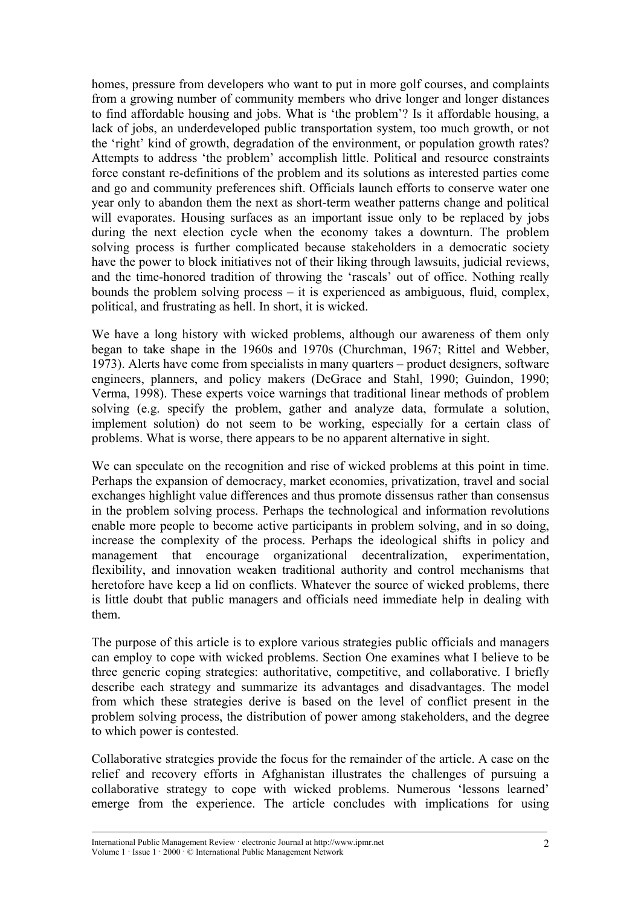homes, pressure from developers who want to put in more golf courses, and complaints from a growing number of community members who drive longer and longer distances to find affordable housing and jobs. What is 'the problem'? Is it affordable housing, a lack of jobs, an underdeveloped public transportation system, too much growth, or not the 'right' kind of growth, degradation of the environment, or population growth rates? Attempts to address 'the problem' accomplish little. Political and resource constraints force constant re-definitions of the problem and its solutions as interested parties come and go and community preferences shift. Officials launch efforts to conserve water one year only to abandon them the next as short-term weather patterns change and political will evaporates. Housing surfaces as an important issue only to be replaced by jobs during the next election cycle when the economy takes a downturn. The problem solving process is further complicated because stakeholders in a democratic society have the power to block initiatives not of their liking through lawsuits, judicial reviews, and the time-honored tradition of throwing the 'rascals' out of office. Nothing really bounds the problem solving process – it is experienced as ambiguous, fluid, complex, political, and frustrating as hell. In short, it is wicked.

We have a long history with wicked problems, although our awareness of them only began to take shape in the 1960s and 1970s (Churchman, 1967; Rittel and Webber, 1973). Alerts have come from specialists in many quarters – product designers, software engineers, planners, and policy makers (DeGrace and Stahl, 1990; Guindon, 1990; Verma, 1998). These experts voice warnings that traditional linear methods of problem solving (e.g. specify the problem, gather and analyze data, formulate a solution, implement solution) do not seem to be working, especially for a certain class of problems. What is worse, there appears to be no apparent alternative in sight.

We can speculate on the recognition and rise of wicked problems at this point in time. Perhaps the expansion of democracy, market economies, privatization, travel and social exchanges highlight value differences and thus promote dissensus rather than consensus in the problem solving process. Perhaps the technological and information revolutions enable more people to become active participants in problem solving, and in so doing, increase the complexity of the process. Perhaps the ideological shifts in policy and management that encourage organizational decentralization, experimentation, flexibility, and innovation weaken traditional authority and control mechanisms that heretofore have keep a lid on conflicts. Whatever the source of wicked problems, there is little doubt that public managers and officials need immediate help in dealing with them.

The purpose of this article is to explore various strategies public officials and managers can employ to cope with wicked problems. Section One examines what I believe to be three generic coping strategies: authoritative, competitive, and collaborative. I briefly describe each strategy and summarize its advantages and disadvantages. The model from which these strategies derive is based on the level of conflict present in the problem solving process, the distribution of power among stakeholders, and the degree to which power is contested.

Collaborative strategies provide the focus for the remainder of the article. A case on the relief and recovery efforts in Afghanistan illustrates the challenges of pursuing a collaborative strategy to cope with wicked problems. Numerous 'lessons learned' emerge from the experience. The article concludes with implications for using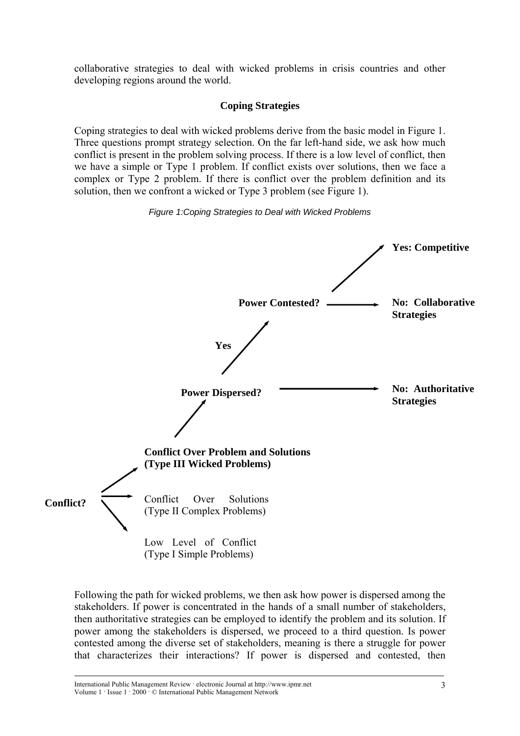collaborative strategies to deal with wicked problems in crisis countries and other developing regions around the world.

## Coping Strategies

Coping strategies to deal with wicked problems derive from the basic model in Figure 1. Three questions prompt strategy selection. On the far left-hand side, we ask how much conflict is present in the problem solving process. If there is a low level of conflict, then we have a simple or Type 1 problem. If conflict exists over solutions, then we face a complex or Type 2 problem. If there is conflict over the problem definition and its solution, then we confront a wicked or Type 3 problem (see Figure 1).

*Figure 1:Coping Strategies to Deal with Wicked Problems*

**Conflict?**

- **Conflict Over Problem and Solutions (Type III Wicked Problems)**
  - **Power Dispersed?**
    - **No: Authoritative Strategies**
    - **Yes** → **Power Contested?**
      - **No: Collaborative Strategies**
      - **Yes: Competitive**
- Conflict Over Solutions (Type II Complex Problems)
- Low Level of Conflict (Type I Simple Problems)

Following the path for wicked problems, we then ask how power is dispersed among the stakeholders. If power is concentrated in the hands of a small number of stakeholders, then authoritative strategies can be employed to identify the problem and its solution. If power among the stakeholders is dispersed, we proceed to a third question. Is power contested among the diverse set of stakeholders, meaning is there a struggle for power that characterizes their interactions? If power is dispersed and contested, then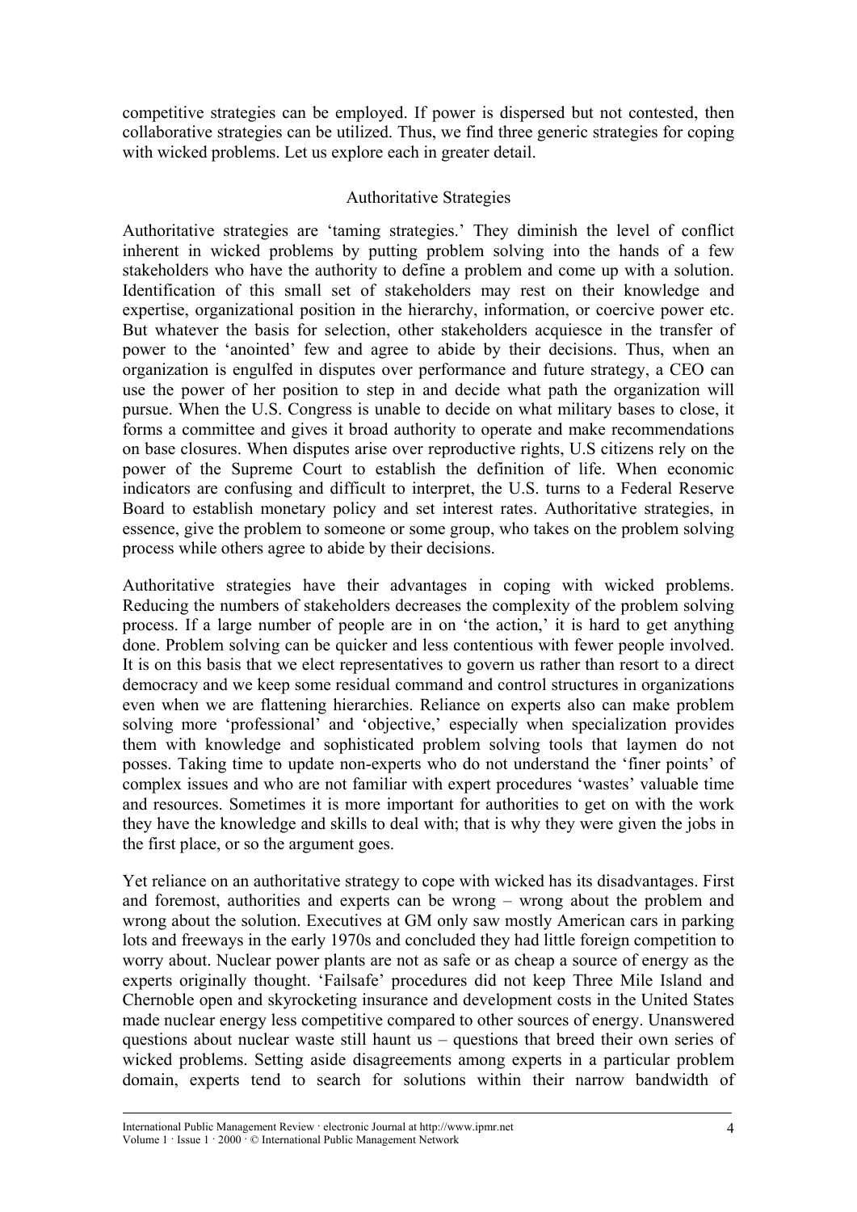competitive strategies can be employed. If power is dispersed but not contested, then collaborative strategies can be utilized. Thus, we find three generic strategies for coping with wicked problems. Let us explore each in greater detail.

## Authoritative Strategies

Authoritative strategies are 'taming strategies.' They diminish the level of conflict inherent in wicked problems by putting problem solving into the hands of a few stakeholders who have the authority to define a problem and come up with a solution. Identification of this small set of stakeholders may rest on their knowledge and expertise, organizational position in the hierarchy, information, or coercive power etc. But whatever the basis for selection, other stakeholders acquiesce in the transfer of power to the 'anointed' few and agree to abide by their decisions. Thus, when an organization is engulfed in disputes over performance and future strategy, a CEO can use the power of her position to step in and decide what path the organization will pursue. When the U.S. Congress is unable to decide on what military bases to close, it forms a committee and gives it broad authority to operate and make recommendations on base closures. When disputes arise over reproductive rights, U.S citizens rely on the power of the Supreme Court to establish the definition of life. When economic indicators are confusing and difficult to interpret, the U.S. turns to a Federal Reserve Board to establish monetary policy and set interest rates. Authoritative strategies, in essence, give the problem to someone or some group, who takes on the problem solving process while others agree to abide by their decisions.

Authoritative strategies have their advantages in coping with wicked problems. Reducing the numbers of stakeholders decreases the complexity of the problem solving process. If a large number of people are in on 'the action,' it is hard to get anything done. Problem solving can be quicker and less contentious with fewer people involved. It is on this basis that we elect representatives to govern us rather than resort to a direct democracy and we keep some residual command and control structures in organizations even when we are flattening hierarchies. Reliance on experts also can make problem solving more 'professional' and 'objective,' especially when specialization provides them with knowledge and sophisticated problem solving tools that laymen do not posses. Taking time to update non-experts who do not understand the 'finer points' of complex issues and who are not familiar with expert procedures 'wastes' valuable time and resources. Sometimes it is more important for authorities to get on with the work they have the knowledge and skills to deal with; that is why they were given the jobs in the first place, or so the argument goes.

Yet reliance on an authoritative strategy to cope with wicked has its disadvantages. First and foremost, authorities and experts can be wrong – wrong about the problem and wrong about the solution. Executives at GM only saw mostly American cars in parking lots and freeways in the early 1970s and concluded they had little foreign competition to worry about. Nuclear power plants are not as safe or as cheap a source of energy as the experts originally thought. 'Failsafe' procedures did not keep Three Mile Island and Chernoble open and skyrocketing insurance and development costs in the United States made nuclear energy less competitive compared to other sources of energy. Unanswered questions about nuclear waste still haunt us – questions that breed their own series of wicked problems. Setting aside disagreements among experts in a particular problem domain, experts tend to search for solutions within their narrow bandwidth of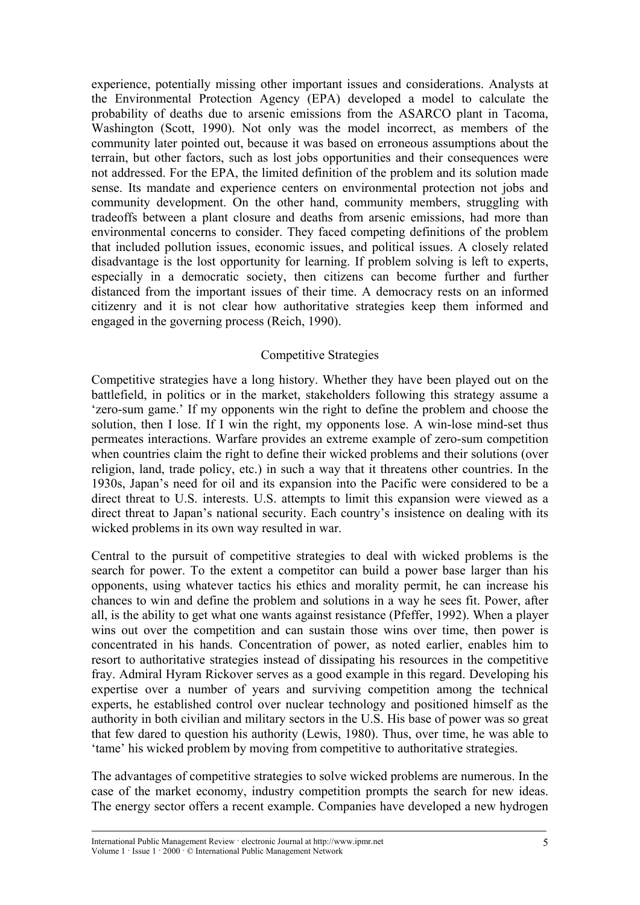experience, potentially missing other important issues and considerations. Analysts at the Environmental Protection Agency (EPA) developed a model to calculate the probability of deaths due to arsenic emissions from the ASARCO plant in Tacoma, Washington (Scott, 1990). Not only was the model incorrect, as members of the community later pointed out, because it was based on erroneous assumptions about the terrain, but other factors, such as lost jobs opportunities and their consequences were not addressed. For the EPA, the limited definition of the problem and its solution made sense. Its mandate and experience centers on environmental protection not jobs and community development. On the other hand, community members, struggling with tradeoffs between a plant closure and deaths from arsenic emissions, had more than environmental concerns to consider. They faced competing definitions of the problem that included pollution issues, economic issues, and political issues. A closely related disadvantage is the lost opportunity for learning. If problem solving is left to experts, especially in a democratic society, then citizens can become further and further distanced from the important issues of their time. A democracy rests on an informed citizenry and it is not clear how authoritative strategies keep them informed and engaged in the governing process (Reich, 1990).

## Competitive Strategies

Competitive strategies have a long history. Whether they have been played out on the battlefield, in politics or in the market, stakeholders following this strategy assume a 'zero-sum game.' If my opponents win the right to define the problem and choose the solution, then I lose. If I win the right, my opponents lose. A win-lose mind-set thus permeates interactions. Warfare provides an extreme example of zero-sum competition when countries claim the right to define their wicked problems and their solutions (over religion, land, trade policy, etc.) in such a way that it threatens other countries. In the 1930s, Japan's need for oil and its expansion into the Pacific were considered to be a direct threat to U.S. interests. U.S. attempts to limit this expansion were viewed as a direct threat to Japan's national security. Each country's insistence on dealing with its wicked problems in its own way resulted in war.

Central to the pursuit of competitive strategies to deal with wicked problems is the search for power. To the extent a competitor can build a power base larger than his opponents, using whatever tactics his ethics and morality permit, he can increase his chances to win and define the problem and solutions in a way he sees fit. Power, after all, is the ability to get what one wants against resistance (Pfeffer, 1992). When a player wins out over the competition and can sustain those wins over time, then power is concentrated in his hands. Concentration of power, as noted earlier, enables him to resort to authoritative strategies instead of dissipating his resources in the competitive fray. Admiral Hyram Rickover serves as a good example in this regard. Developing his expertise over a number of years and surviving competition among the technical experts, he established control over nuclear technology and positioned himself as the authority in both civilian and military sectors in the U.S. His base of power was so great that few dared to question his authority (Lewis, 1980). Thus, over time, he was able to 'tame' his wicked problem by moving from competitive to authoritative strategies.

The advantages of competitive strategies to solve wicked problems are numerous. In the case of the market economy, industry competition prompts the search for new ideas. The energy sector offers a recent example. Companies have developed a new hydrogen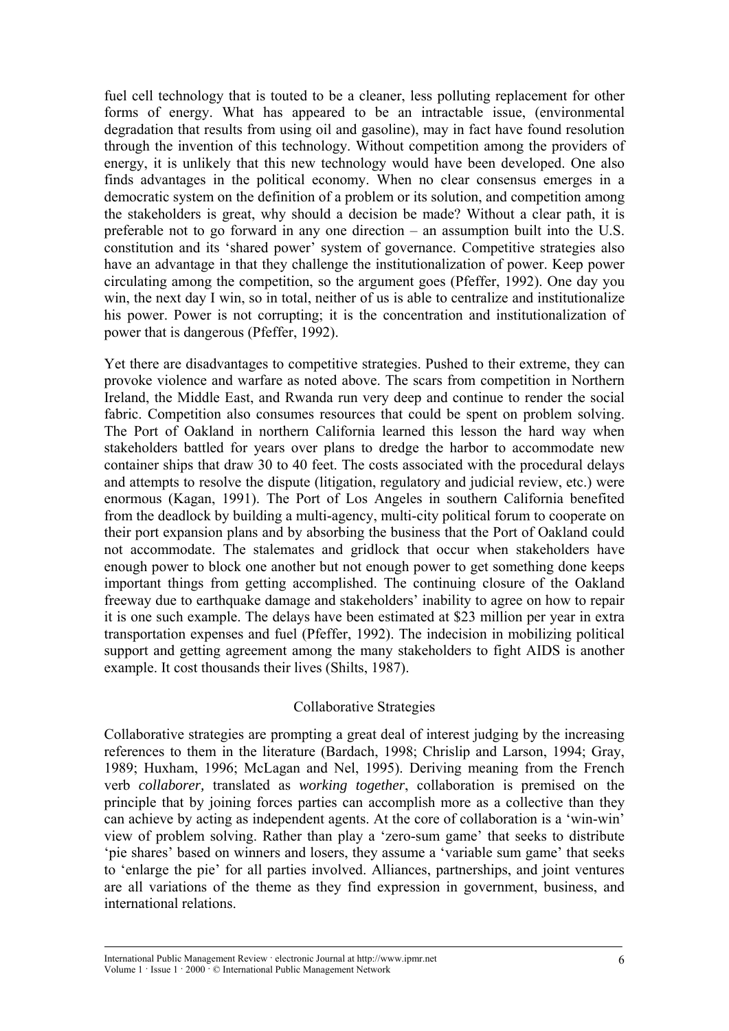fuel cell technology that is touted to be a cleaner, less polluting replacement for other forms of energy. What has appeared to be an intractable issue, (environmental degradation that results from using oil and gasoline), may in fact have found resolution through the invention of this technology. Without competition among the providers of energy, it is unlikely that this new technology would have been developed. One also finds advantages in the political economy. When no clear consensus emerges in a democratic system on the definition of a problem or its solution, and competition among the stakeholders is great, why should a decision be made? Without a clear path, it is preferable not to go forward in any one direction – an assumption built into the U.S. constitution and its 'shared power' system of governance. Competitive strategies also have an advantage in that they challenge the institutionalization of power. Keep power circulating among the competition, so the argument goes (Pfeffer, 1992). One day you win, the next day I win, so in total, neither of us is able to centralize and institutionalize his power. Power is not corrupting; it is the concentration and institutionalization of power that is dangerous (Pfeffer, 1992).

Yet there are disadvantages to competitive strategies. Pushed to their extreme, they can provoke violence and warfare as noted above. The scars from competition in Northern Ireland, the Middle East, and Rwanda run very deep and continue to render the social fabric. Competition also consumes resources that could be spent on problem solving. The Port of Oakland in northern California learned this lesson the hard way when stakeholders battled for years over plans to dredge the harbor to accommodate new container ships that draw 30 to 40 feet. The costs associated with the procedural delays and attempts to resolve the dispute (litigation, regulatory and judicial review, etc.) were enormous (Kagan, 1991). The Port of Los Angeles in southern California benefited from the deadlock by building a multi-agency, multi-city political forum to cooperate on their port expansion plans and by absorbing the business that the Port of Oakland could not accommodate. The stalemates and gridlock that occur when stakeholders have enough power to block one another but not enough power to get something done keeps important things from getting accomplished. The continuing closure of the Oakland freeway due to earthquake damage and stakeholders' inability to agree on how to repair it is one such example. The delays have been estimated at $23 million per year in extra transportation expenses and fuel (Pfeffer, 1992). The indecision in mobilizing political support and getting agreement among the many stakeholders to fight AIDS is another example. It cost thousands their lives (Shilts, 1987).

## Collaborative Strategies

Collaborative strategies are prompting a great deal of interest judging by the increasing references to them in the literature (Bardach, 1998; Chrislip and Larson, 1994; Gray, 1989; Huxham, 1996; McLagan and Nel, 1995). Deriving meaning from the French verb *collaborer,* translated as *working together*, collaboration is premised on the principle that by joining forces parties can accomplish more as a collective than they can achieve by acting as independent agents. At the core of collaboration is a 'win-win' view of problem solving. Rather than play a 'zero-sum game' that seeks to distribute 'pie shares' based on winners and losers, they assume a 'variable sum game' that seeks to 'enlarge the pie' for all parties involved. Alliances, partnerships, and joint ventures are all variations of the theme as they find expression in government, business, and international relations.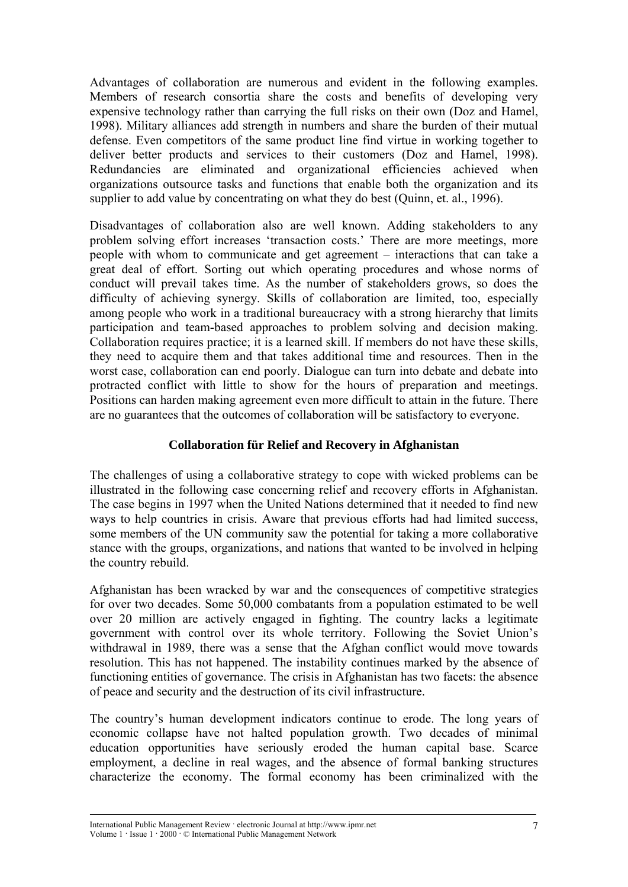Advantages of collaboration are numerous and evident in the following examples. Members of research consortia share the costs and benefits of developing very expensive technology rather than carrying the full risks on their own (Doz and Hamel, 1998). Military alliances add strength in numbers and share the burden of their mutual defense. Even competitors of the same product line find virtue in working together to deliver better products and services to their customers (Doz and Hamel, 1998). Redundancies are eliminated and organizational efficiencies achieved when organizations outsource tasks and functions that enable both the organization and its supplier to add value by concentrating on what they do best (Quinn, et. al., 1996).

Disadvantages of collaboration also are well known. Adding stakeholders to any problem solving effort increases 'transaction costs.' There are more meetings, more people with whom to communicate and get agreement – interactions that can take a great deal of effort. Sorting out which operating procedures and whose norms of conduct will prevail takes time. As the number of stakeholders grows, so does the difficulty of achieving synergy. Skills of collaboration are limited, too, especially among people who work in a traditional bureaucracy with a strong hierarchy that limits participation and team-based approaches to problem solving and decision making. Collaboration requires practice; it is a learned skill. If members do not have these skills, they need to acquire them and that takes additional time and resources. Then in the worst case, collaboration can end poorly. Dialogue can turn into debate and debate into protracted conflict with little to show for the hours of preparation and meetings. Positions can harden making agreement even more difficult to attain in the future. There are no guarantees that the outcomes of collaboration will be satisfactory to everyone.

## Collaboration für Relief and Recovery in Afghanistan

The challenges of using a collaborative strategy to cope with wicked problems can be illustrated in the following case concerning relief and recovery efforts in Afghanistan. The case begins in 1997 when the United Nations determined that it needed to find new ways to help countries in crisis. Aware that previous efforts had had limited success, some members of the UN community saw the potential for taking a more collaborative stance with the groups, organizations, and nations that wanted to be involved in helping the country rebuild.

Afghanistan has been wracked by war and the consequences of competitive strategies for over two decades. Some 50,000 combatants from a population estimated to be well over 20 million are actively engaged in fighting. The country lacks a legitimate government with control over its whole territory. Following the Soviet Union's withdrawal in 1989, there was a sense that the Afghan conflict would move towards resolution. This has not happened. The instability continues marked by the absence of functioning entities of governance. The crisis in Afghanistan has two facets: the absence of peace and security and the destruction of its civil infrastructure.

The country's human development indicators continue to erode. The long years of economic collapse have not halted population growth. Two decades of minimal education opportunities have seriously eroded the human capital base. Scarce employment, a decline in real wages, and the absence of formal banking structures characterize the economy. The formal economy has been criminalized with the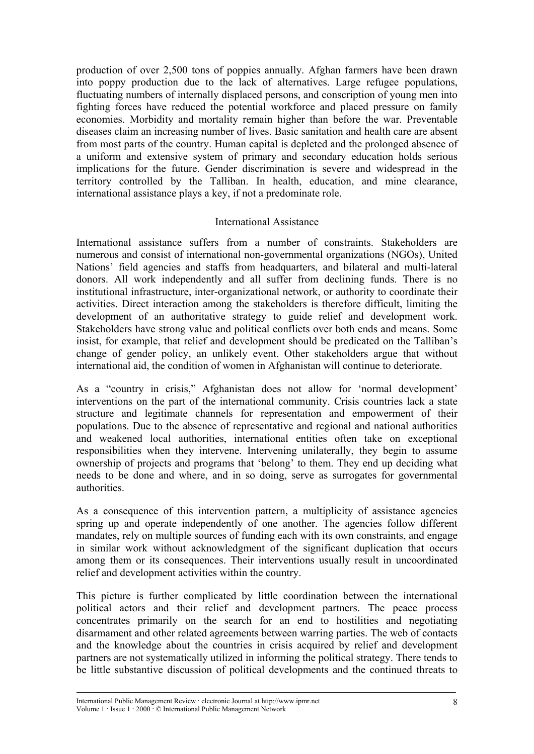production of over 2,500 tons of poppies annually. Afghan farmers have been drawn into poppy production due to the lack of alternatives. Large refugee populations, fluctuating numbers of internally displaced persons, and conscription of young men into fighting forces have reduced the potential workforce and placed pressure on family economies. Morbidity and mortality remain higher than before the war. Preventable diseases claim an increasing number of lives. Basic sanitation and health care are absent from most parts of the country. Human capital is depleted and the prolonged absence of a uniform and extensive system of primary and secondary education holds serious implications for the future. Gender discrimination is severe and widespread in the territory controlled by the Talliban. In health, education, and mine clearance, international assistance plays a key, if not a predominate role.

## International Assistance

International assistance suffers from a number of constraints. Stakeholders are numerous and consist of international non-governmental organizations (NGOs), United Nations' field agencies and staffs from headquarters, and bilateral and multi-lateral donors. All work independently and all suffer from declining funds. There is no institutional infrastructure, inter-organizational network, or authority to coordinate their activities. Direct interaction among the stakeholders is therefore difficult, limiting the development of an authoritative strategy to guide relief and development work. Stakeholders have strong value and political conflicts over both ends and means. Some insist, for example, that relief and development should be predicated on the Talliban's change of gender policy, an unlikely event. Other stakeholders argue that without international aid, the condition of women in Afghanistan will continue to deteriorate.

As a "country in crisis," Afghanistan does not allow for 'normal development' interventions on the part of the international community. Crisis countries lack a state structure and legitimate channels for representation and empowerment of their populations. Due to the absence of representative and regional and national authorities and weakened local authorities, international entities often take on exceptional responsibilities when they intervene. Intervening unilaterally, they begin to assume ownership of projects and programs that 'belong' to them. They end up deciding what needs to be done and where, and in so doing, serve as surrogates for governmental authorities.

As a consequence of this intervention pattern, a multiplicity of assistance agencies spring up and operate independently of one another. The agencies follow different mandates, rely on multiple sources of funding each with its own constraints, and engage in similar work without acknowledgment of the significant duplication that occurs among them or its consequences. Their interventions usually result in uncoordinated relief and development activities within the country.

This picture is further complicated by little coordination between the international political actors and their relief and development partners. The peace process concentrates primarily on the search for an end to hostilities and negotiating disarmament and other related agreements between warring parties. The web of contacts and the knowledge about the countries in crisis acquired by relief and development partners are not systematically utilized in informing the political strategy. There tends to be little substantive discussion of political developments and the continued threats to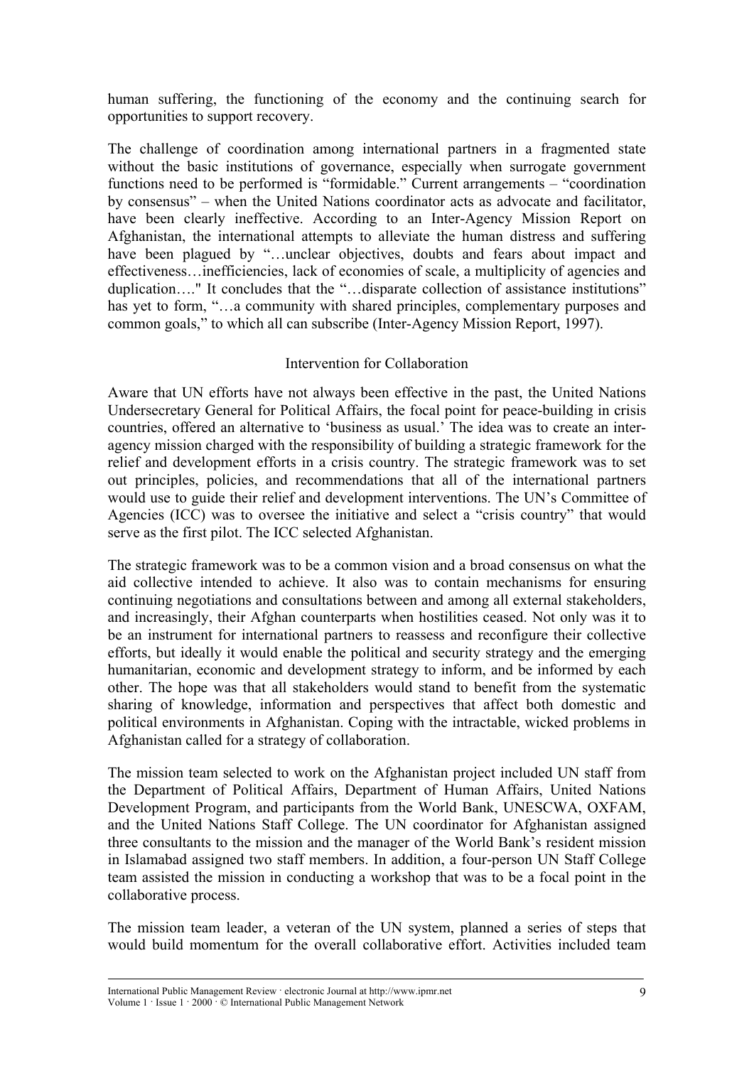human suffering, the functioning of the economy and the continuing search for opportunities to support recovery.

The challenge of coordination among international partners in a fragmented state without the basic institutions of governance, especially when surrogate government functions need to be performed is "formidable." Current arrangements – "coordination by consensus" – when the United Nations coordinator acts as advocate and facilitator, have been clearly ineffective. According to an Inter-Agency Mission Report on Afghanistan, the international attempts to alleviate the human distress and suffering have been plagued by "…unclear objectives, doubts and fears about impact and effectiveness…inefficiencies, lack of economies of scale, a multiplicity of agencies and duplication…." It concludes that the "…disparate collection of assistance institutions" has yet to form, "…a community with shared principles, complementary purposes and common goals," to which all can subscribe (Inter-Agency Mission Report, 1997).

## Intervention for Collaboration

Aware that UN efforts have not always been effective in the past, the United Nations Undersecretary General for Political Affairs, the focal point for peace-building in crisis countries, offered an alternative to 'business as usual.' The idea was to create an inter-agency mission charged with the responsibility of building a strategic framework for the relief and development efforts in a crisis country. The strategic framework was to set out principles, policies, and recommendations that all of the international partners would use to guide their relief and development interventions. The UN's Committee of Agencies (ICC) was to oversee the initiative and select a "crisis country" that would serve as the first pilot. The ICC selected Afghanistan.

The strategic framework was to be a common vision and a broad consensus on what the aid collective intended to achieve. It also was to contain mechanisms for ensuring continuing negotiations and consultations between and among all external stakeholders, and increasingly, their Afghan counterparts when hostilities ceased. Not only was it to be an instrument for international partners to reassess and reconfigure their collective efforts, but ideally it would enable the political and security strategy and the emerging humanitarian, economic and development strategy to inform, and be informed by each other. The hope was that all stakeholders would stand to benefit from the systematic sharing of knowledge, information and perspectives that affect both domestic and political environments in Afghanistan. Coping with the intractable, wicked problems in Afghanistan called for a strategy of collaboration.

The mission team selected to work on the Afghanistan project included UN staff from the Department of Political Affairs, Department of Human Affairs, United Nations Development Program, and participants from the World Bank, UNESCWA, OXFAM, and the United Nations Staff College. The UN coordinator for Afghanistan assigned three consultants to the mission and the manager of the World Bank's resident mission in Islamabad assigned two staff members. In addition, a four-person UN Staff College team assisted the mission in conducting a workshop that was to be a focal point in the collaborative process.

The mission team leader, a veteran of the UN system, planned a series of steps that would build momentum for the overall collaborative effort. Activities included team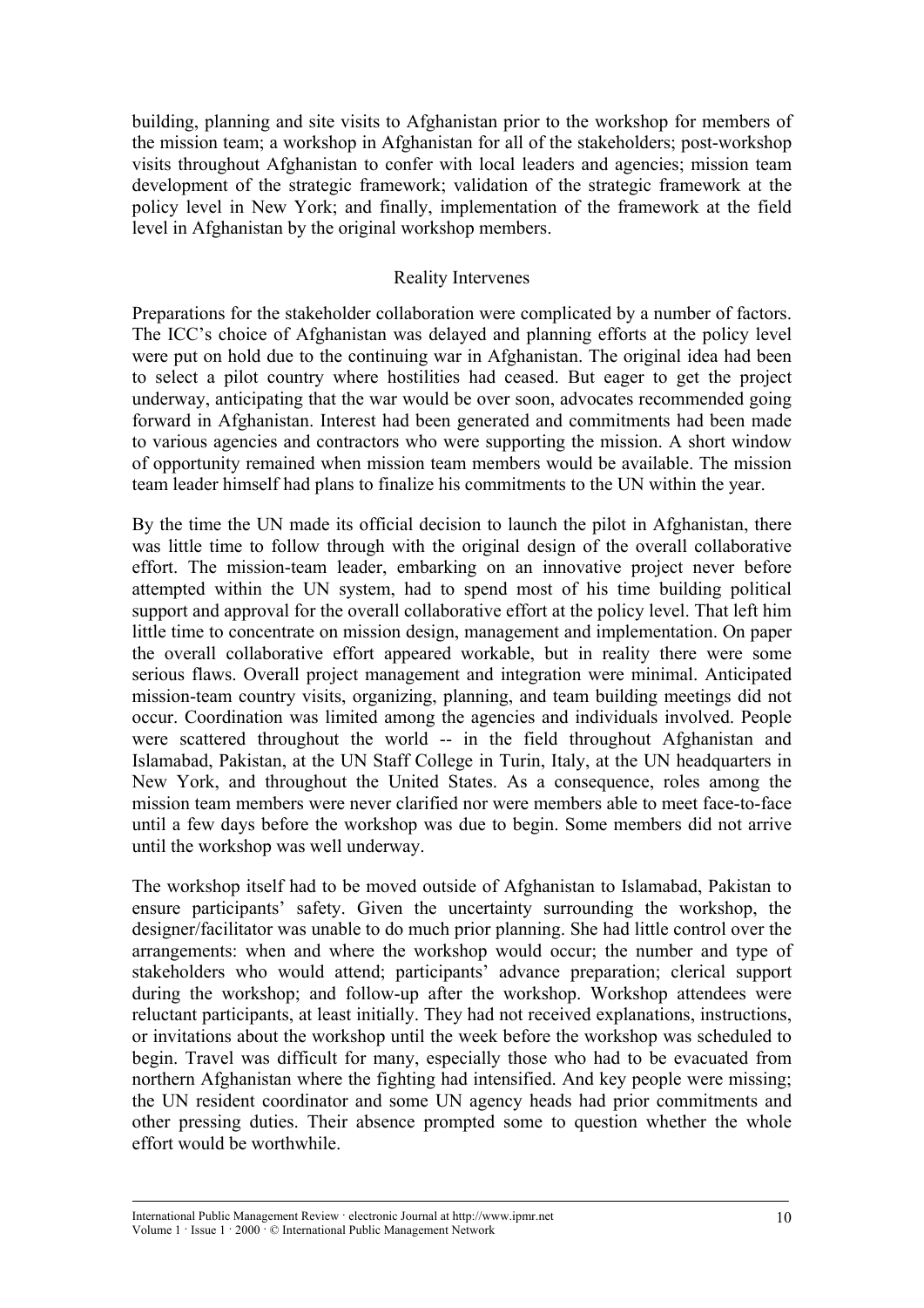building, planning and site visits to Afghanistan prior to the workshop for members of the mission team; a workshop in Afghanistan for all of the stakeholders; post-workshop visits throughout Afghanistan to confer with local leaders and agencies; mission team development of the strategic framework; validation of the strategic framework at the policy level in New York; and finally, implementation of the framework at the field level in Afghanistan by the original workshop members.

## Reality Intervenes

Preparations for the stakeholder collaboration were complicated by a number of factors. The ICC's choice of Afghanistan was delayed and planning efforts at the policy level were put on hold due to the continuing war in Afghanistan. The original idea had been to select a pilot country where hostilities had ceased. But eager to get the project underway, anticipating that the war would be over soon, advocates recommended going forward in Afghanistan. Interest had been generated and commitments had been made to various agencies and contractors who were supporting the mission. A short window of opportunity remained when mission team members would be available. The mission team leader himself had plans to finalize his commitments to the UN within the year.

By the time the UN made its official decision to launch the pilot in Afghanistan, there was little time to follow through with the original design of the overall collaborative effort. The mission-team leader, embarking on an innovative project never before attempted within the UN system, had to spend most of his time building political support and approval for the overall collaborative effort at the policy level. That left him little time to concentrate on mission design, management and implementation. On paper the overall collaborative effort appeared workable, but in reality there were some serious flaws. Overall project management and integration were minimal. Anticipated mission-team country visits, organizing, planning, and team building meetings did not occur. Coordination was limited among the agencies and individuals involved. People were scattered throughout the world -- in the field throughout Afghanistan and Islamabad, Pakistan, at the UN Staff College in Turin, Italy, at the UN headquarters in New York, and throughout the United States. As a consequence, roles among the mission team members were never clarified nor were members able to meet face-to-face until a few days before the workshop was due to begin. Some members did not arrive until the workshop was well underway.

The workshop itself had to be moved outside of Afghanistan to Islamabad, Pakistan to ensure participants' safety. Given the uncertainty surrounding the workshop, the designer/facilitator was unable to do much prior planning. She had little control over the arrangements: when and where the workshop would occur; the number and type of stakeholders who would attend; participants' advance preparation; clerical support during the workshop; and follow-up after the workshop. Workshop attendees were reluctant participants, at least initially. They had not received explanations, instructions, or invitations about the workshop until the week before the workshop was scheduled to begin. Travel was difficult for many, especially those who had to be evacuated from northern Afghanistan where the fighting had intensified. And key people were missing; the UN resident coordinator and some UN agency heads had prior commitments and other pressing duties. Their absence prompted some to question whether the whole effort would be worthwhile.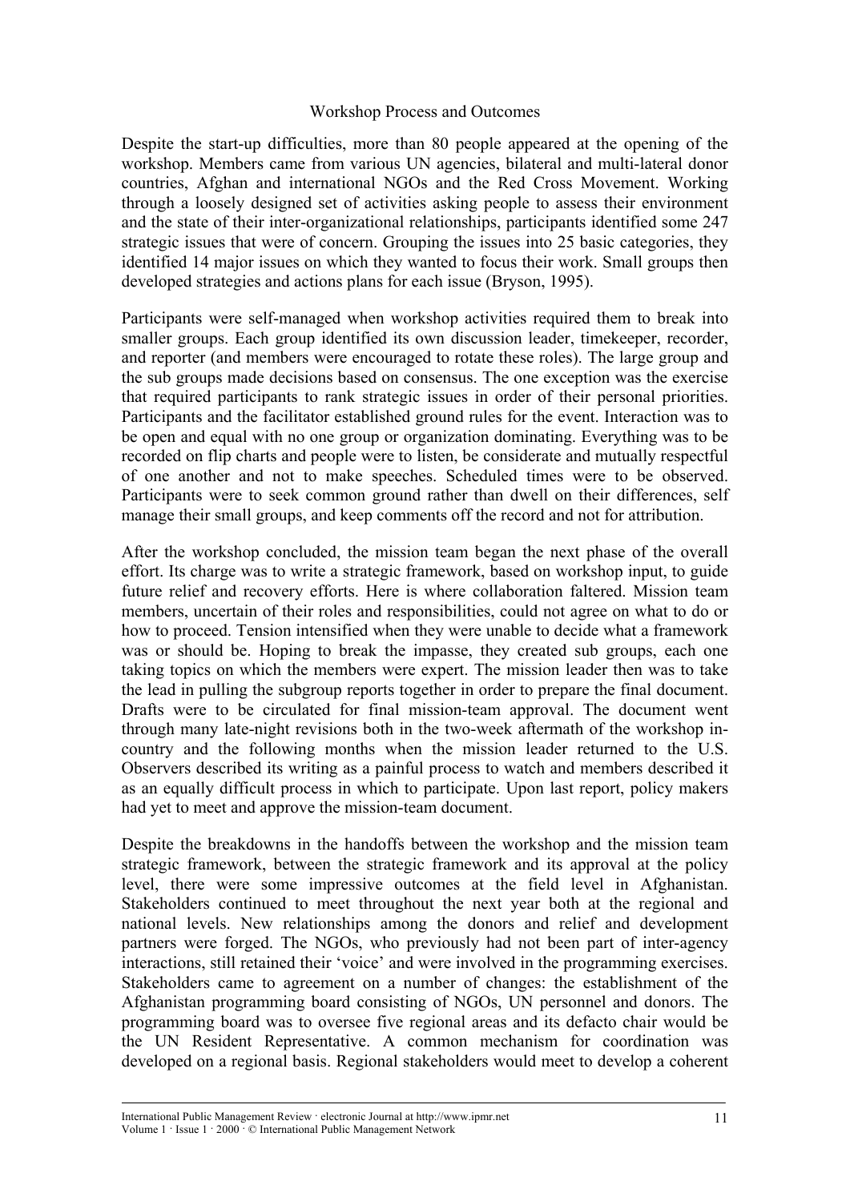## Workshop Process and Outcomes

Despite the start-up difficulties, more than 80 people appeared at the opening of the workshop. Members came from various UN agencies, bilateral and multi-lateral donor countries, Afghan and international NGOs and the Red Cross Movement. Working through a loosely designed set of activities asking people to assess their environment and the state of their inter-organizational relationships, participants identified some 247 strategic issues that were of concern. Grouping the issues into 25 basic categories, they identified 14 major issues on which they wanted to focus their work. Small groups then developed strategies and actions plans for each issue (Bryson, 1995).

Participants were self-managed when workshop activities required them to break into smaller groups. Each group identified its own discussion leader, timekeeper, recorder, and reporter (and members were encouraged to rotate these roles). The large group and the sub groups made decisions based on consensus. The one exception was the exercise that required participants to rank strategic issues in order of their personal priorities. Participants and the facilitator established ground rules for the event. Interaction was to be open and equal with no one group or organization dominating. Everything was to be recorded on flip charts and people were to listen, be considerate and mutually respectful of one another and not to make speeches. Scheduled times were to be observed. Participants were to seek common ground rather than dwell on their differences, self manage their small groups, and keep comments off the record and not for attribution.

After the workshop concluded, the mission team began the next phase of the overall effort. Its charge was to write a strategic framework, based on workshop input, to guide future relief and recovery efforts. Here is where collaboration faltered. Mission team members, uncertain of their roles and responsibilities, could not agree on what to do or how to proceed. Tension intensified when they were unable to decide what a framework was or should be. Hoping to break the impasse, they created sub groups, each one taking topics on which the members were expert. The mission leader then was to take the lead in pulling the subgroup reports together in order to prepare the final document. Drafts were to be circulated for final mission-team approval. The document went through many late-night revisions both in the two-week aftermath of the workshop in-country and the following months when the mission leader returned to the U.S. Observers described its writing as a painful process to watch and members described it as an equally difficult process in which to participate. Upon last report, policy makers had yet to meet and approve the mission-team document.

Despite the breakdowns in the handoffs between the workshop and the mission team strategic framework, between the strategic framework and its approval at the policy level, there were some impressive outcomes at the field level in Afghanistan. Stakeholders continued to meet throughout the next year both at the regional and national levels. New relationships among the donors and relief and development partners were forged. The NGOs, who previously had not been part of inter-agency interactions, still retained their 'voice' and were involved in the programming exercises. Stakeholders came to agreement on a number of changes: the establishment of the Afghanistan programming board consisting of NGOs, UN personnel and donors. The programming board was to oversee five regional areas and its defacto chair would be the UN Resident Representative. A common mechanism for coordination was developed on a regional basis. Regional stakeholders would meet to develop a coherent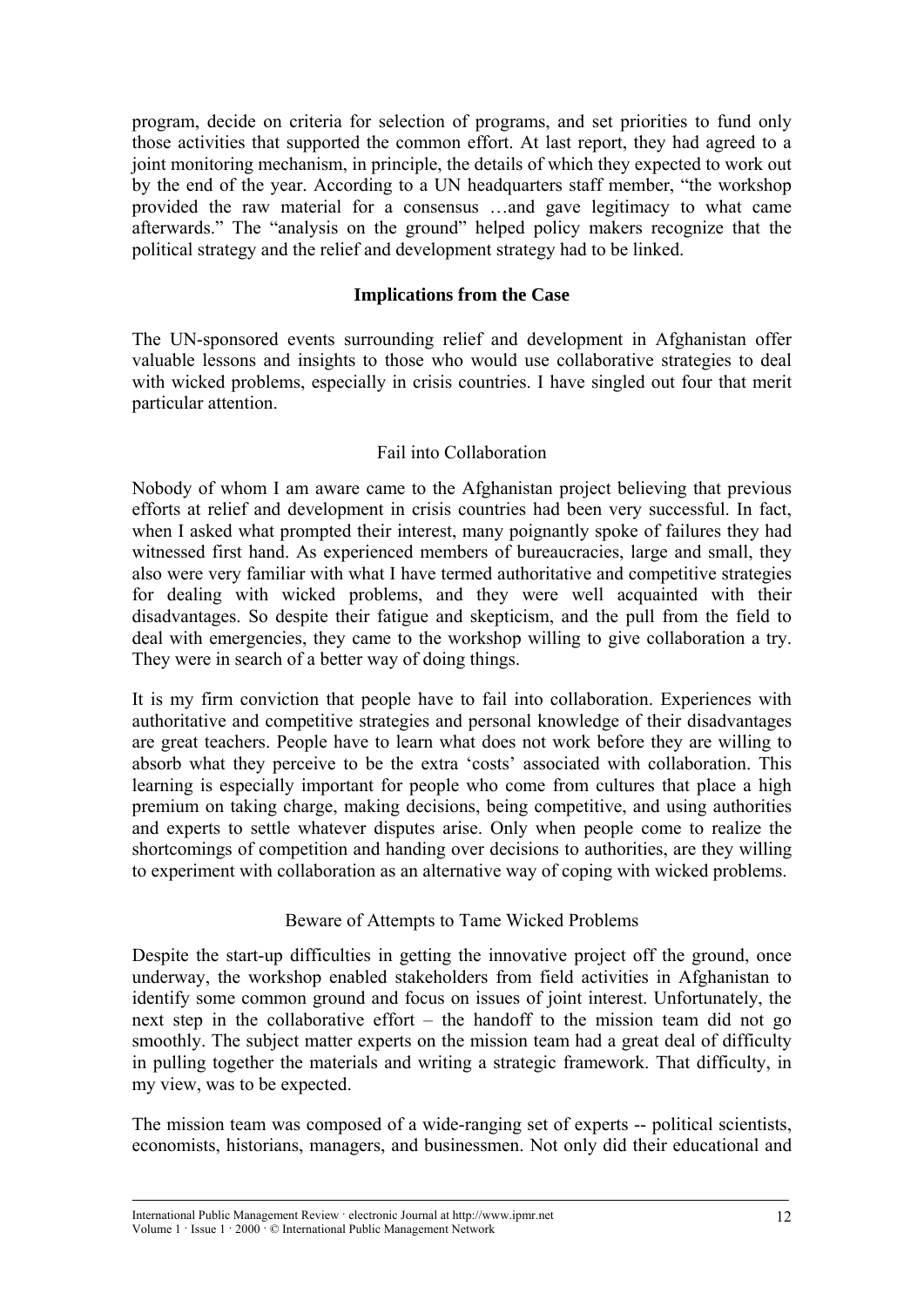program, decide on criteria for selection of programs, and set priorities to fund only those activities that supported the common effort. At last report, they had agreed to a joint monitoring mechanism, in principle, the details of which they expected to work out by the end of the year. According to a UN headquarters staff member, "the workshop provided the raw material for a consensus …and gave legitimacy to what came afterwards." The "analysis on the ground" helped policy makers recognize that the political strategy and the relief and development strategy had to be linked.

## Implications from the Case

The UN-sponsored events surrounding relief and development in Afghanistan offer valuable lessons and insights to those who would use collaborative strategies to deal with wicked problems, especially in crisis countries. I have singled out four that merit particular attention.

### Fail into Collaboration

Nobody of whom I am aware came to the Afghanistan project believing that previous efforts at relief and development in crisis countries had been very successful. In fact, when I asked what prompted their interest, many poignantly spoke of failures they had witnessed first hand. As experienced members of bureaucracies, large and small, they also were very familiar with what I have termed authoritative and competitive strategies for dealing with wicked problems, and they were well acquainted with their disadvantages. So despite their fatigue and skepticism, and the pull from the field to deal with emergencies, they came to the workshop willing to give collaboration a try. They were in search of a better way of doing things.

It is my firm conviction that people have to fail into collaboration. Experiences with authoritative and competitive strategies and personal knowledge of their disadvantages are great teachers. People have to learn what does not work before they are willing to absorb what they perceive to be the extra 'costs' associated with collaboration. This learning is especially important for people who come from cultures that place a high premium on taking charge, making decisions, being competitive, and using authorities and experts to settle whatever disputes arise. Only when people come to realize the shortcomings of competition and handing over decisions to authorities, are they willing to experiment with collaboration as an alternative way of coping with wicked problems.

### Beware of Attempts to Tame Wicked Problems

Despite the start-up difficulties in getting the innovative project off the ground, once underway, the workshop enabled stakeholders from field activities in Afghanistan to identify some common ground and focus on issues of joint interest. Unfortunately, the next step in the collaborative effort – the handoff to the mission team did not go smoothly. The subject matter experts on the mission team had a great deal of difficulty in pulling together the materials and writing a strategic framework. That difficulty, in my view, was to be expected.

The mission team was composed of a wide-ranging set of experts -- political scientists, economists, historians, managers, and businessmen. Not only did their educational and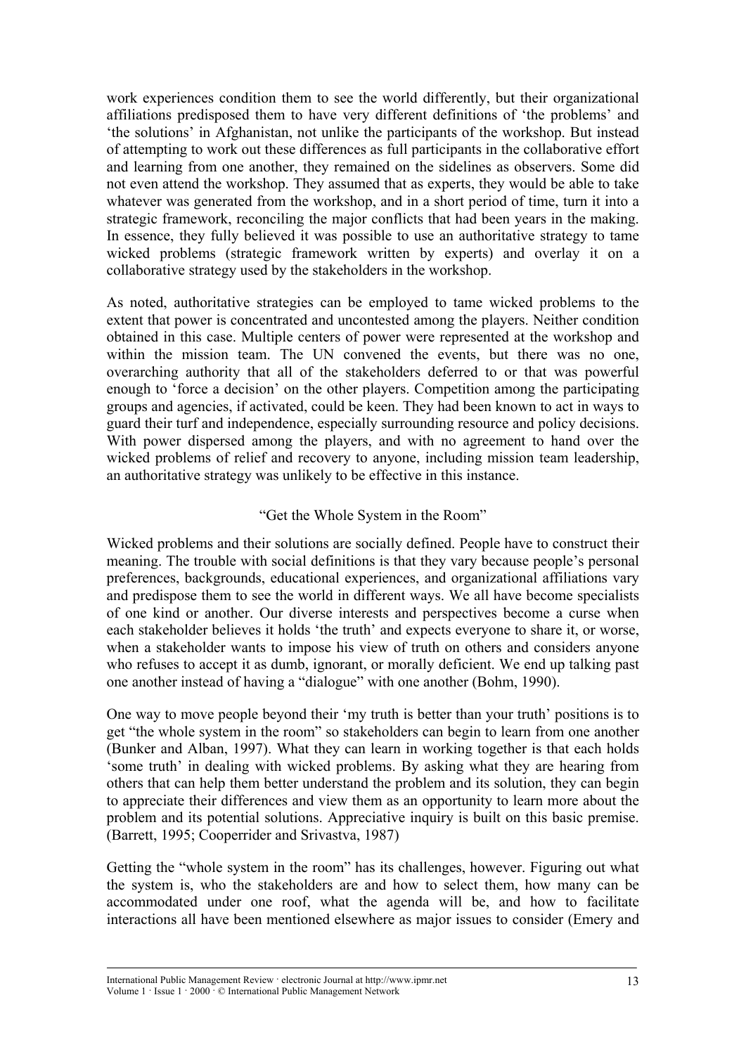work experiences condition them to see the world differently, but their organizational affiliations predisposed them to have very different definitions of 'the problems' and 'the solutions' in Afghanistan, not unlike the participants of the workshop. But instead of attempting to work out these differences as full participants in the collaborative effort and learning from one another, they remained on the sidelines as observers. Some did not even attend the workshop. They assumed that as experts, they would be able to take whatever was generated from the workshop, and in a short period of time, turn it into a strategic framework, reconciling the major conflicts that had been years in the making. In essence, they fully believed it was possible to use an authoritative strategy to tame wicked problems (strategic framework written by experts) and overlay it on a collaborative strategy used by the stakeholders in the workshop.

As noted, authoritative strategies can be employed to tame wicked problems to the extent that power is concentrated and uncontested among the players. Neither condition obtained in this case. Multiple centers of power were represented at the workshop and within the mission team. The UN convened the events, but there was no one, overarching authority that all of the stakeholders deferred to or that was powerful enough to 'force a decision' on the other players. Competition among the participating groups and agencies, if activated, could be keen. They had been known to act in ways to guard their turf and independence, especially surrounding resource and policy decisions. With power dispersed among the players, and with no agreement to hand over the wicked problems of relief and recovery to anyone, including mission team leadership, an authoritative strategy was unlikely to be effective in this instance.

### "Get the Whole System in the Room"

Wicked problems and their solutions are socially defined. People have to construct their meaning. The trouble with social definitions is that they vary because people's personal preferences, backgrounds, educational experiences, and organizational affiliations vary and predispose them to see the world in different ways. We all have become specialists of one kind or another. Our diverse interests and perspectives become a curse when each stakeholder believes it holds 'the truth' and expects everyone to share it, or worse, when a stakeholder wants to impose his view of truth on others and considers anyone who refuses to accept it as dumb, ignorant, or morally deficient. We end up talking past one another instead of having a "dialogue" with one another (Bohm, 1990).

One way to move people beyond their 'my truth is better than your truth' positions is to get "the whole system in the room" so stakeholders can begin to learn from one another (Bunker and Alban, 1997). What they can learn in working together is that each holds 'some truth' in dealing with wicked problems. By asking what they are hearing from others that can help them better understand the problem and its solution, they can begin to appreciate their differences and view them as an opportunity to learn more about the problem and its potential solutions. Appreciative inquiry is built on this basic premise. (Barrett, 1995; Cooperrider and Srivastva, 1987)

Getting the "whole system in the room" has its challenges, however. Figuring out what the system is, who the stakeholders are and how to select them, how many can be accommodated under one roof, what the agenda will be, and how to facilitate interactions all have been mentioned elsewhere as major issues to consider (Emery and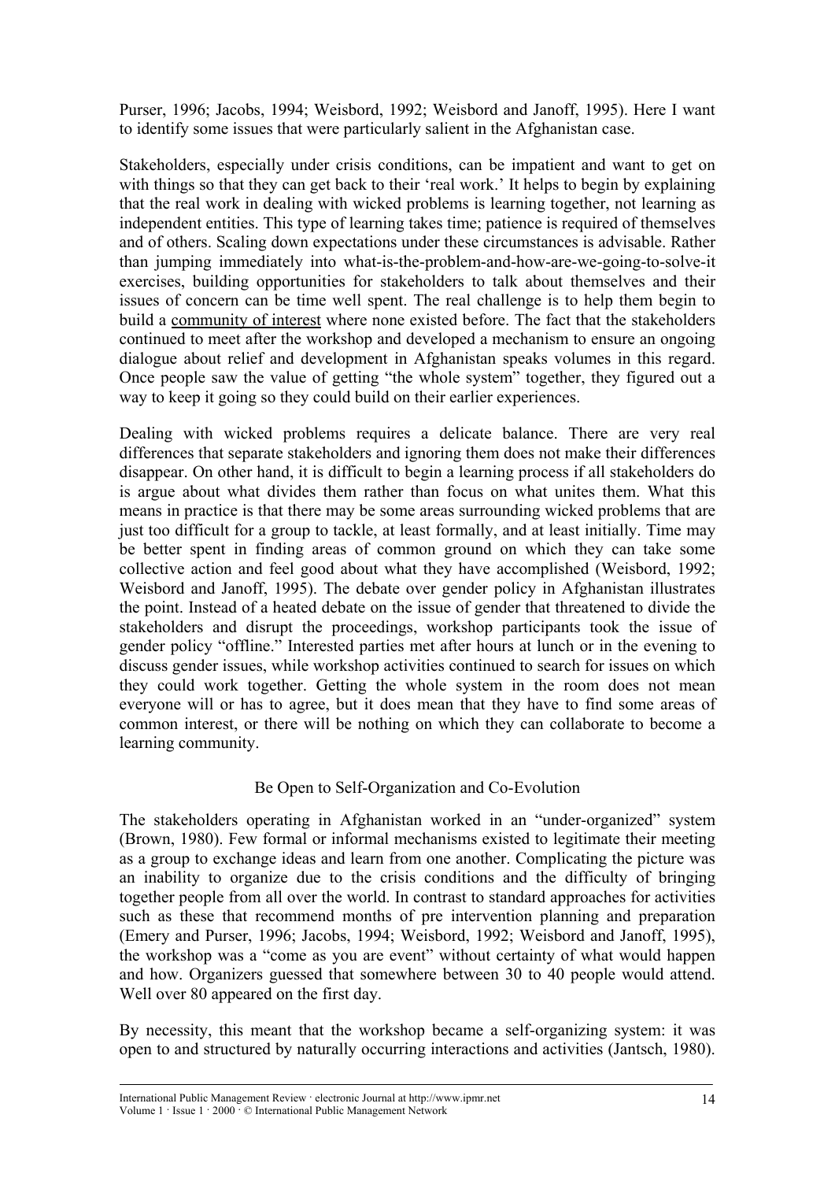Purser, 1996; Jacobs, 1994; Weisbord, 1992; Weisbord and Janoff, 1995). Here I want to identify some issues that were particularly salient in the Afghanistan case.

Stakeholders, especially under crisis conditions, can be impatient and want to get on with things so that they can get back to their 'real work.' It helps to begin by explaining that the real work in dealing with wicked problems is learning together, not learning as independent entities. This type of learning takes time; patience is required of themselves and of others. Scaling down expectations under these circumstances is advisable. Rather than jumping immediately into what-is-the-problem-and-how-are-we-going-to-solve-it exercises, building opportunities for stakeholders to talk about themselves and their issues of concern can be time well spent. The real challenge is to help them begin to build a <u>community of interest</u> where none existed before. The fact that the stakeholders continued to meet after the workshop and developed a mechanism to ensure an ongoing dialogue about relief and development in Afghanistan speaks volumes in this regard. Once people saw the value of getting "the whole system" together, they figured out a way to keep it going so they could build on their earlier experiences.

Dealing with wicked problems requires a delicate balance. There are very real differences that separate stakeholders and ignoring them does not make their differences disappear. On other hand, it is difficult to begin a learning process if all stakeholders do is argue about what divides them rather than focus on what unites them. What this means in practice is that there may be some areas surrounding wicked problems that are just too difficult for a group to tackle, at least formally, and at least initially. Time may be better spent in finding areas of common ground on which they can take some collective action and feel good about what they have accomplished (Weisbord, 1992; Weisbord and Janoff, 1995). The debate over gender policy in Afghanistan illustrates the point. Instead of a heated debate on the issue of gender that threatened to divide the stakeholders and disrupt the proceedings, workshop participants took the issue of gender policy "offline." Interested parties met after hours at lunch or in the evening to discuss gender issues, while workshop activities continued to search for issues on which they could work together. Getting the whole system in the room does not mean everyone will or has to agree, but it does mean that they have to find some areas of common interest, or there will be nothing on which they can collaborate to become a learning community.

### Be Open to Self-Organization and Co-Evolution

The stakeholders operating in Afghanistan worked in an "under-organized" system (Brown, 1980). Few formal or informal mechanisms existed to legitimate their meeting as a group to exchange ideas and learn from one another. Complicating the picture was an inability to organize due to the crisis conditions and the difficulty of bringing together people from all over the world. In contrast to standard approaches for activities such as these that recommend months of pre intervention planning and preparation (Emery and Purser, 1996; Jacobs, 1994; Weisbord, 1992; Weisbord and Janoff, 1995), the workshop was a "come as you are event" without certainty of what would happen and how. Organizers guessed that somewhere between 30 to 40 people would attend. Well over 80 appeared on the first day.

By necessity, this meant that the workshop became a self-organizing system: it was open to and structured by naturally occurring interactions and activities (Jantsch, 1980).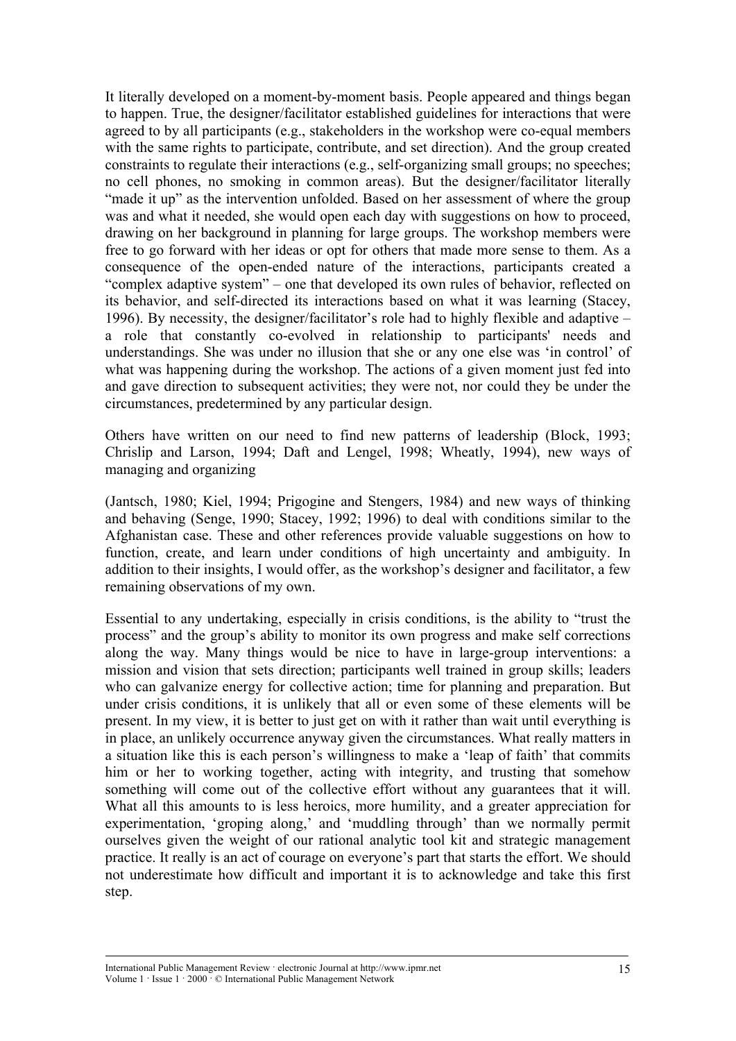It literally developed on a moment-by-moment basis. People appeared and things began to happen. True, the designer/facilitator established guidelines for interactions that were agreed to by all participants (e.g., stakeholders in the workshop were co-equal members with the same rights to participate, contribute, and set direction). And the group created constraints to regulate their interactions (e.g., self-organizing small groups; no speeches; no cell phones, no smoking in common areas). But the designer/facilitator literally "made it up" as the intervention unfolded. Based on her assessment of where the group was and what it needed, she would open each day with suggestions on how to proceed, drawing on her background in planning for large groups. The workshop members were free to go forward with her ideas or opt for others that made more sense to them. As a consequence of the open-ended nature of the interactions, participants created a "complex adaptive system" – one that developed its own rules of behavior, reflected on its behavior, and self-directed its interactions based on what it was learning (Stacey, 1996). By necessity, the designer/facilitator's role had to highly flexible and adaptive – a role that constantly co-evolved in relationship to participants' needs and understandings. She was under no illusion that she or any one else was 'in control' of what was happening during the workshop. The actions of a given moment just fed into and gave direction to subsequent activities; they were not, nor could they be under the circumstances, predetermined by any particular design.

Others have written on our need to find new patterns of leadership (Block, 1993; Chrislip and Larson, 1994; Daft and Lengel, 1998; Wheatly, 1994), new ways of managing and organizing

(Jantsch, 1980; Kiel, 1994; Prigogine and Stengers, 1984) and new ways of thinking and behaving (Senge, 1990; Stacey, 1992; 1996) to deal with conditions similar to the Afghanistan case. These and other references provide valuable suggestions on how to function, create, and learn under conditions of high uncertainty and ambiguity. In addition to their insights, I would offer, as the workshop's designer and facilitator, a few remaining observations of my own.

Essential to any undertaking, especially in crisis conditions, is the ability to "trust the process" and the group's ability to monitor its own progress and make self corrections along the way. Many things would be nice to have in large-group interventions: a mission and vision that sets direction; participants well trained in group skills; leaders who can galvanize energy for collective action; time for planning and preparation. But under crisis conditions, it is unlikely that all or even some of these elements will be present. In my view, it is better to just get on with it rather than wait until everything is in place, an unlikely occurrence anyway given the circumstances. What really matters in a situation like this is each person's willingness to make a 'leap of faith' that commits him or her to working together, acting with integrity, and trusting that somehow something will come out of the collective effort without any guarantees that it will. What all this amounts to is less heroics, more humility, and a greater appreciation for experimentation, 'groping along,' and 'muddling through' than we normally permit ourselves given the weight of our rational analytic tool kit and strategic management practice. It really is an act of courage on everyone's part that starts the effort. We should not underestimate how difficult and important it is to acknowledge and take this first step.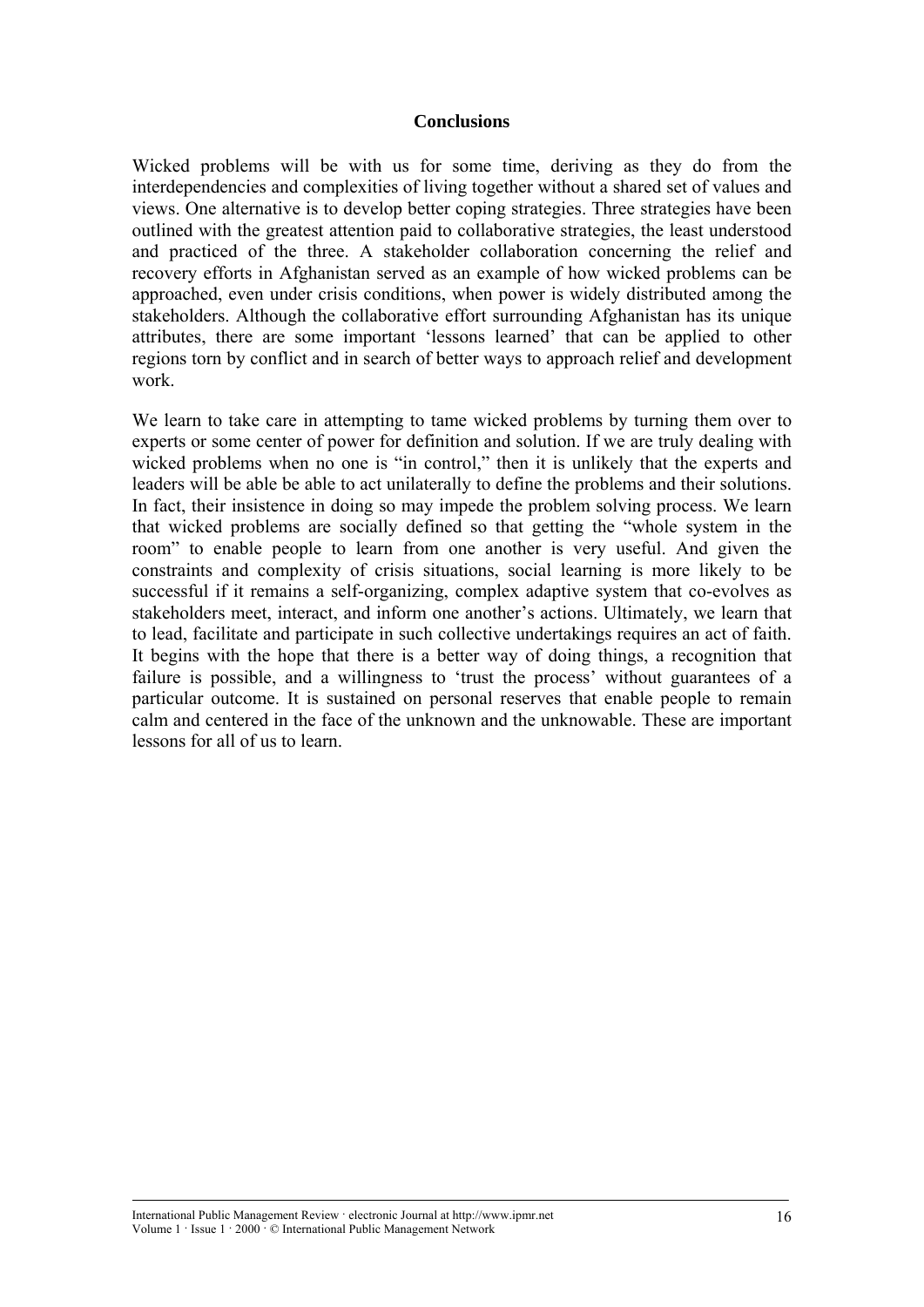## Conclusions

Wicked problems will be with us for some time, deriving as they do from the interdependencies and complexities of living together without a shared set of values and views. One alternative is to develop better coping strategies. Three strategies have been outlined with the greatest attention paid to collaborative strategies, the least understood and practiced of the three. A stakeholder collaboration concerning the relief and recovery efforts in Afghanistan served as an example of how wicked problems can be approached, even under crisis conditions, when power is widely distributed among the stakeholders. Although the collaborative effort surrounding Afghanistan has its unique attributes, there are some important 'lessons learned' that can be applied to other regions torn by conflict and in search of better ways to approach relief and development work.

We learn to take care in attempting to tame wicked problems by turning them over to experts or some center of power for definition and solution. If we are truly dealing with wicked problems when no one is "in control," then it is unlikely that the experts and leaders will be able be able to act unilaterally to define the problems and their solutions. In fact, their insistence in doing so may impede the problem solving process. We learn that wicked problems are socially defined so that getting the "whole system in the room" to enable people to learn from one another is very useful. And given the constraints and complexity of crisis situations, social learning is more likely to be successful if it remains a self-organizing, complex adaptive system that co-evolves as stakeholders meet, interact, and inform one another's actions. Ultimately, we learn that to lead, facilitate and participate in such collective undertakings requires an act of faith. It begins with the hope that there is a better way of doing things, a recognition that failure is possible, and a willingness to 'trust the process' without guarantees of a particular outcome. It is sustained on personal reserves that enable people to remain calm and centered in the face of the unknown and the unknowable. These are important lessons for all of us to learn.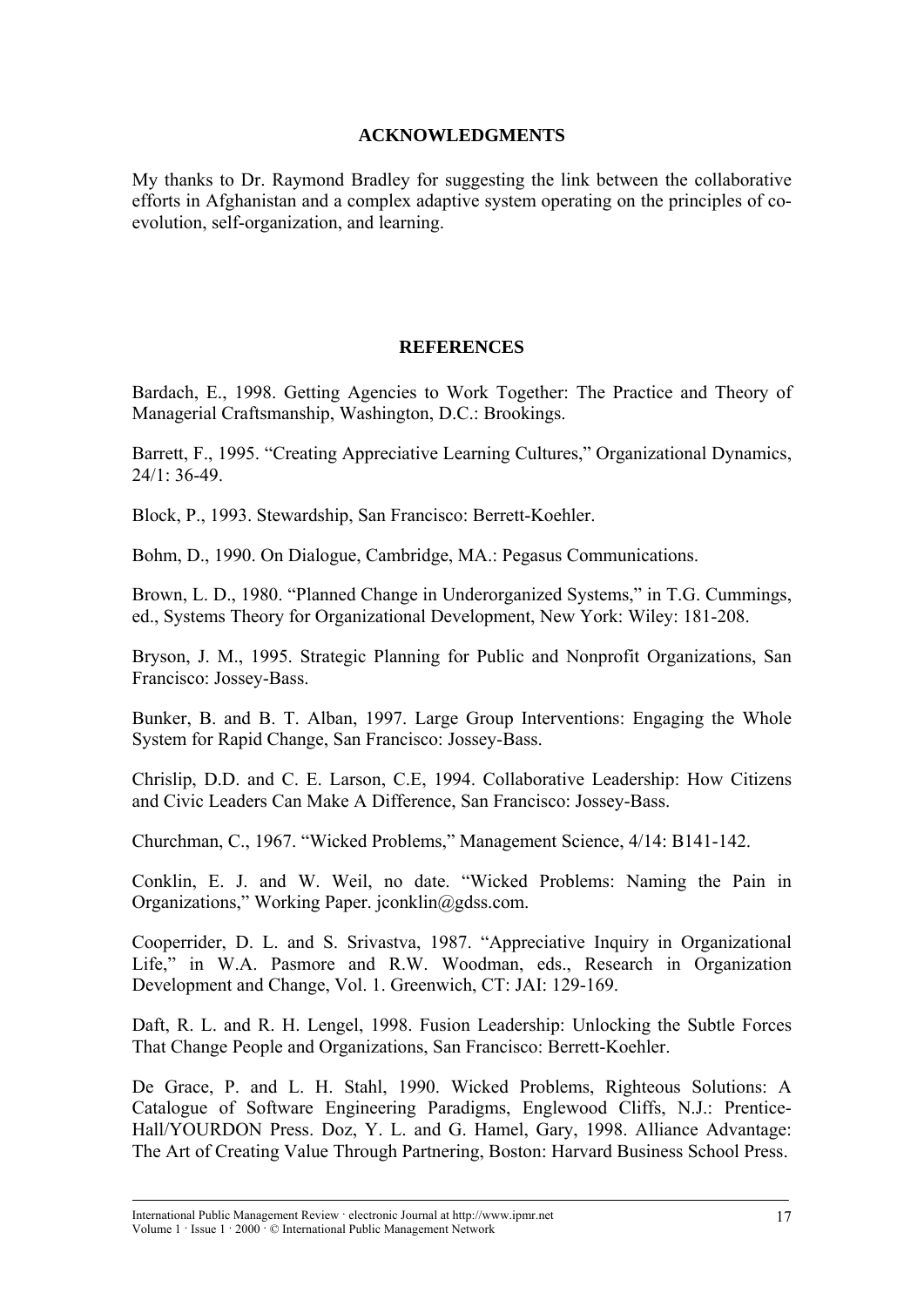## ACKNOWLEDGMENTS

My thanks to Dr. Raymond Bradley for suggesting the link between the collaborative efforts in Afghanistan and a complex adaptive system operating on the principles of co-evolution, self-organization, and learning.

## REFERENCES

Bardach, E., 1998. Getting Agencies to Work Together: The Practice and Theory of Managerial Craftsmanship, Washington, D.C.: Brookings.

Barrett, F., 1995. "Creating Appreciative Learning Cultures," Organizational Dynamics, 24/1: 36-49.

Block, P., 1993. Stewardship, San Francisco: Berrett-Koehler.

Bohm, D., 1990. On Dialogue, Cambridge, MA.: Pegasus Communications.

Brown, L. D., 1980. "Planned Change in Underorganized Systems," in T.G. Cummings, ed., Systems Theory for Organizational Development, New York: Wiley: 181-208.

Bryson, J. M., 1995. Strategic Planning for Public and Nonprofit Organizations, San Francisco: Jossey-Bass.

Bunker, B. and B. T. Alban, 1997. Large Group Interventions: Engaging the Whole System for Rapid Change, San Francisco: Jossey-Bass.

Chrislip, D.D. and C. E. Larson, C.E, 1994. Collaborative Leadership: How Citizens and Civic Leaders Can Make A Difference, San Francisco: Jossey-Bass.

Churchman, C., 1967. "Wicked Problems," Management Science, 4/14: B141-142.

Conklin, E. J. and W. Weil, no date. "Wicked Problems: Naming the Pain in Organizations," Working Paper. jconklin@gdss.com.

Cooperrider, D. L. and S. Srivastva, 1987. "Appreciative Inquiry in Organizational Life," in W.A. Pasmore and R.W. Woodman, eds., Research in Organization Development and Change, Vol. 1. Greenwich, CT: JAI: 129-169.

Daft, R. L. and R. H. Lengel, 1998. Fusion Leadership: Unlocking the Subtle Forces That Change People and Organizations, San Francisco: Berrett-Koehler.

De Grace, P. and L. H. Stahl, 1990. Wicked Problems, Righteous Solutions: A Catalogue of Software Engineering Paradigms, Englewood Cliffs, N.J.: Prentice-Hall/YOURDON Press. Doz, Y. L. and G. Hamel, Gary, 1998. Alliance Advantage: The Art of Creating Value Through Partnering, Boston: Harvard Business School Press.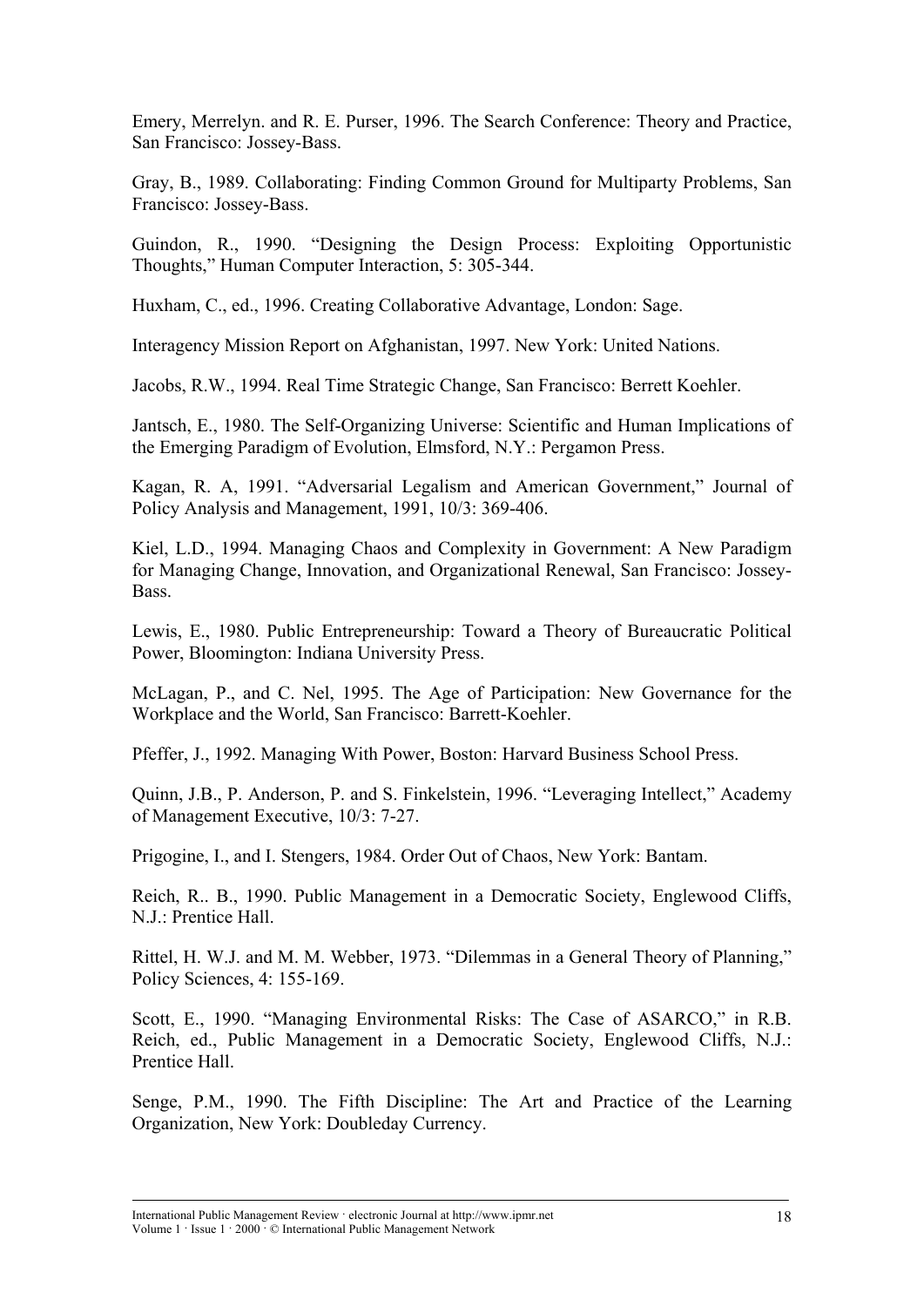Emery, Merrelyn. and R. E. Purser, 1996. The Search Conference: Theory and Practice, San Francisco: Jossey-Bass.

Gray, B., 1989. Collaborating: Finding Common Ground for Multiparty Problems, San Francisco: Jossey-Bass.

Guindon, R., 1990. "Designing the Design Process: Exploiting Opportunistic Thoughts," Human Computer Interaction, 5: 305-344.

Huxham, C., ed., 1996. Creating Collaborative Advantage, London: Sage.

Interagency Mission Report on Afghanistan, 1997. New York: United Nations.

Jacobs, R.W., 1994. Real Time Strategic Change, San Francisco: Berrett Koehler.

Jantsch, E., 1980. The Self-Organizing Universe: Scientific and Human Implications of the Emerging Paradigm of Evolution, Elmsford, N.Y.: Pergamon Press.

Kagan, R. A, 1991. "Adversarial Legalism and American Government," Journal of Policy Analysis and Management, 1991, 10/3: 369-406.

Kiel, L.D., 1994. Managing Chaos and Complexity in Government: A New Paradigm for Managing Change, Innovation, and Organizational Renewal, San Francisco: Jossey-Bass.

Lewis, E., 1980. Public Entrepreneurship: Toward a Theory of Bureaucratic Political Power, Bloomington: Indiana University Press.

McLagan, P., and C. Nel, 1995. The Age of Participation: New Governance for the Workplace and the World, San Francisco: Barrett-Koehler.

Pfeffer, J., 1992. Managing With Power, Boston: Harvard Business School Press.

Quinn, J.B., P. Anderson, P. and S. Finkelstein, 1996. "Leveraging Intellect," Academy of Management Executive, 10/3: 7-27.

Prigogine, I., and I. Stengers, 1984. Order Out of Chaos, New York: Bantam.

Reich, R.. B., 1990. Public Management in a Democratic Society, Englewood Cliffs, N.J.: Prentice Hall.

Rittel, H. W.J. and M. M. Webber, 1973. "Dilemmas in a General Theory of Planning," Policy Sciences, 4: 155-169.

Scott, E., 1990. "Managing Environmental Risks: The Case of ASARCO," in R.B. Reich, ed., Public Management in a Democratic Society, Englewood Cliffs, N.J.: Prentice Hall.

Senge, P.M., 1990. The Fifth Discipline: The Art and Practice of the Learning Organization, New York: Doubleday Currency.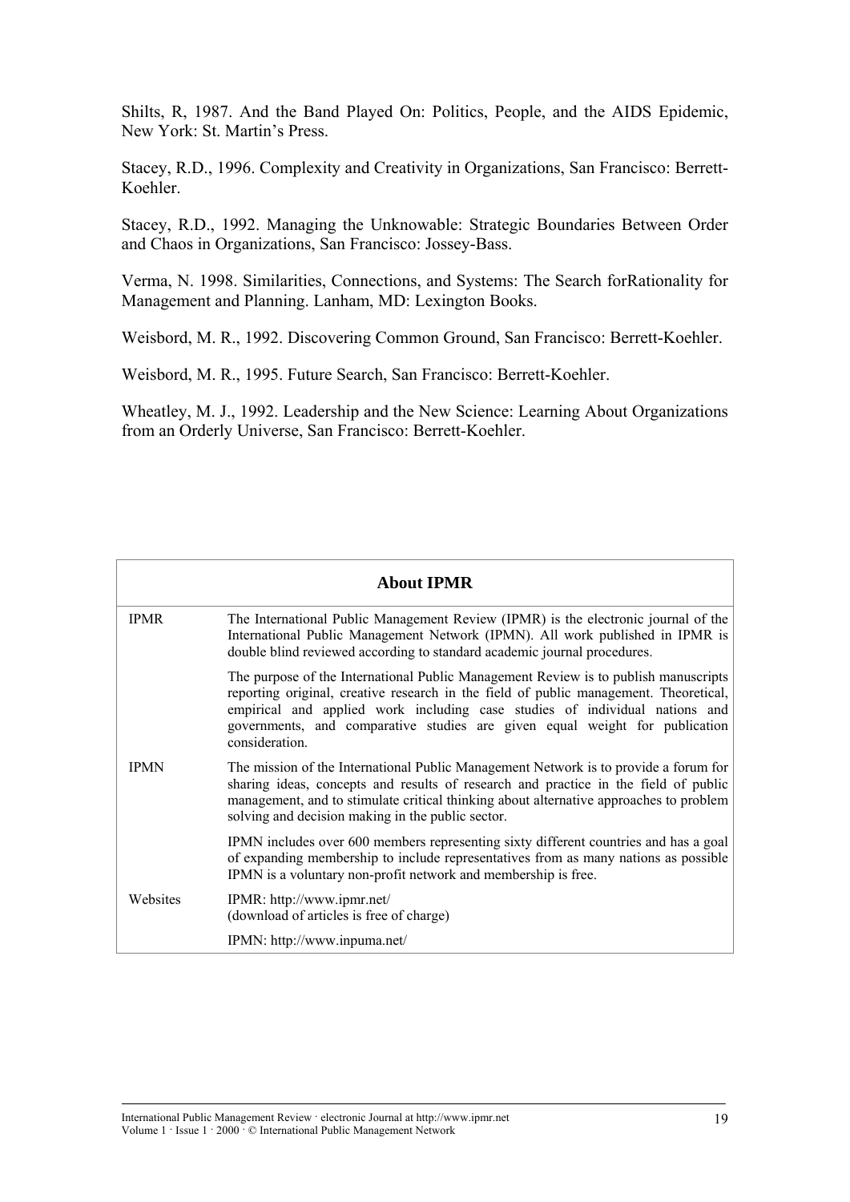Shilts, R, 1987. And the Band Played On: Politics, People, and the AIDS Epidemic, New York: St. Martin's Press.

Stacey, R.D., 1996. Complexity and Creativity in Organizations, San Francisco: Berrett-Koehler.

Stacey, R.D., 1992. Managing the Unknowable: Strategic Boundaries Between Order and Chaos in Organizations, San Francisco: Jossey-Bass.

Verma, N. 1998. Similarities, Connections, and Systems: The Search forRationality for Management and Planning. Lanham, MD: Lexington Books.

Weisbord, M. R., 1992. Discovering Common Ground, San Francisco: Berrett-Koehler.

Weisbord, M. R., 1995. Future Search, San Francisco: Berrett-Koehler.

Wheatley, M. J., 1992. Leadership and the New Science: Learning About Organizations from an Orderly Universe, San Francisco: Berrett-Koehler.

| About IPMR | |
|---|---|
| IPMR | The International Public Management Review (IPMR) is the electronic journal of the International Public Management Network (IPMN). All work published in IPMR is double blind reviewed according to standard academic journal procedures. |
| | The purpose of the International Public Management Review is to publish manuscripts reporting original, creative research in the field of public management. Theoretical, empirical and applied work including case studies of individual nations and governments, and comparative studies are given equal weight for publication consideration. |
| IPMN | The mission of the International Public Management Network is to provide a forum for sharing ideas, concepts and results of research and practice in the field of public management, and to stimulate critical thinking about alternative approaches to problem solving and decision making in the public sector. |
| | IPMN includes over 600 members representing sixty different countries and has a goal of expanding membership to include representatives from as many nations as possible IPMN is a voluntary non-profit network and membership is free. |
| Websites | IPMR: http://www.ipmr.net/ (download of articles is free of charge) |
| | IPMN: http://www.inpuma.net/ |